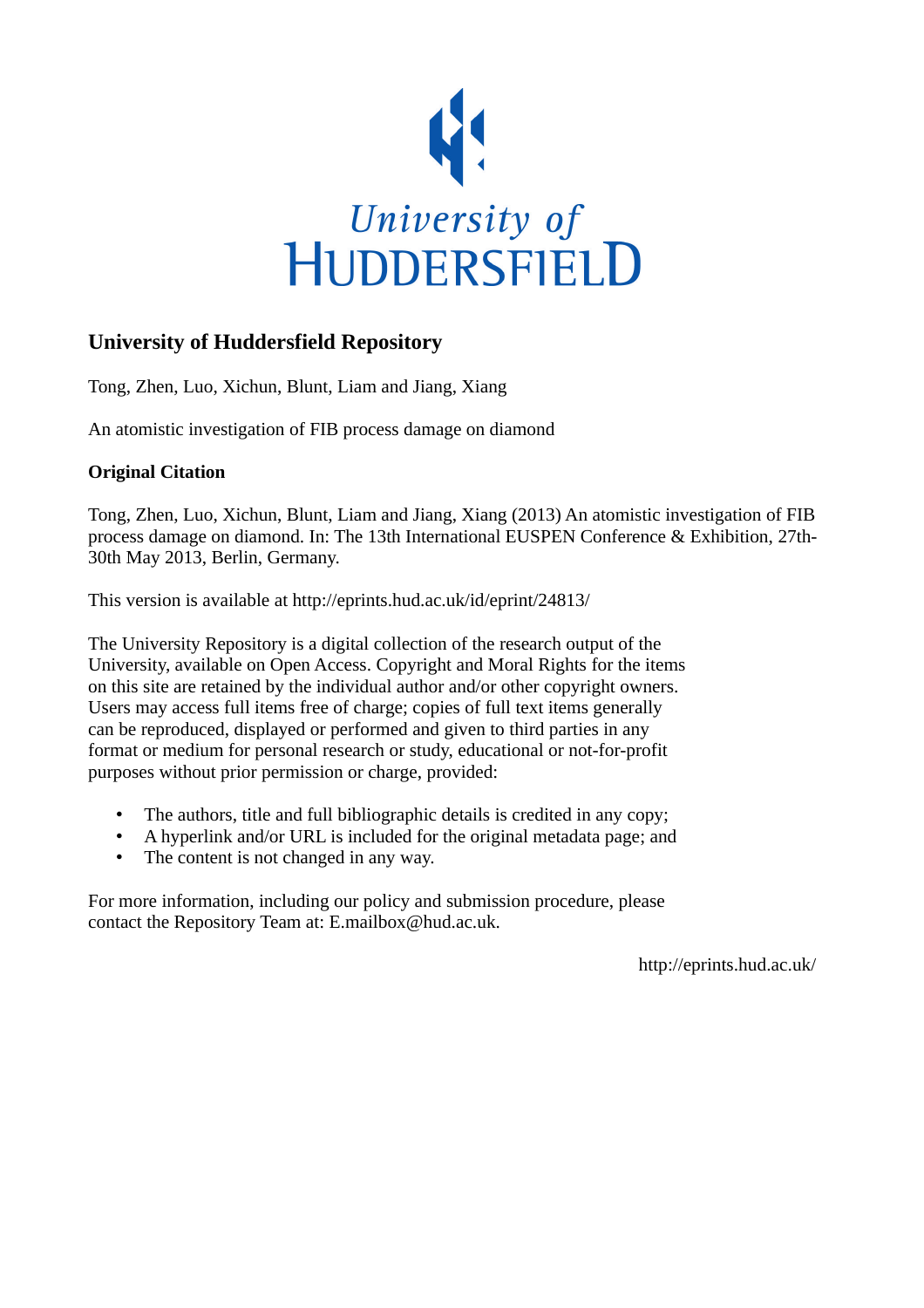University of Huddersfield

## University of Huddersfield Repository

Tong, Zhen, Luo, Xichun, Blunt, Liam and Jiang, Xiang

An atomistic investigation of FIB process damage on diamond

### Original Citation

Tong, Zhen, Luo, Xichun, Blunt, Liam and Jiang, Xiang (2013) An atomistic investigation of FIB process damage on diamond. In: The 13th International EUSPEN Conference & Exhibition, 27th-30th May 2013, Berlin, Germany.

This version is available at http://eprints.hud.ac.uk/id/eprint/24813/

The University Repository is a digital collection of the research output of the University, available on Open Access. Copyright and Moral Rights for the items on this site are retained by the individual author and/or other copyright owners. Users may access full items free of charge; copies of full text items generally can be reproduced, displayed or performed and given to third parties in any format or medium for personal research or study, educational or not-for-profit purposes without prior permission or charge, provided:

- The authors, title and full bibliographic details is credited in any copy;
- A hyperlink and/or URL is included for the original metadata page; and
- The content is not changed in any way.

For more information, including our policy and submission procedure, please contact the Repository Team at: E.mailbox@hud.ac.uk.

http://eprints.hud.ac.uk/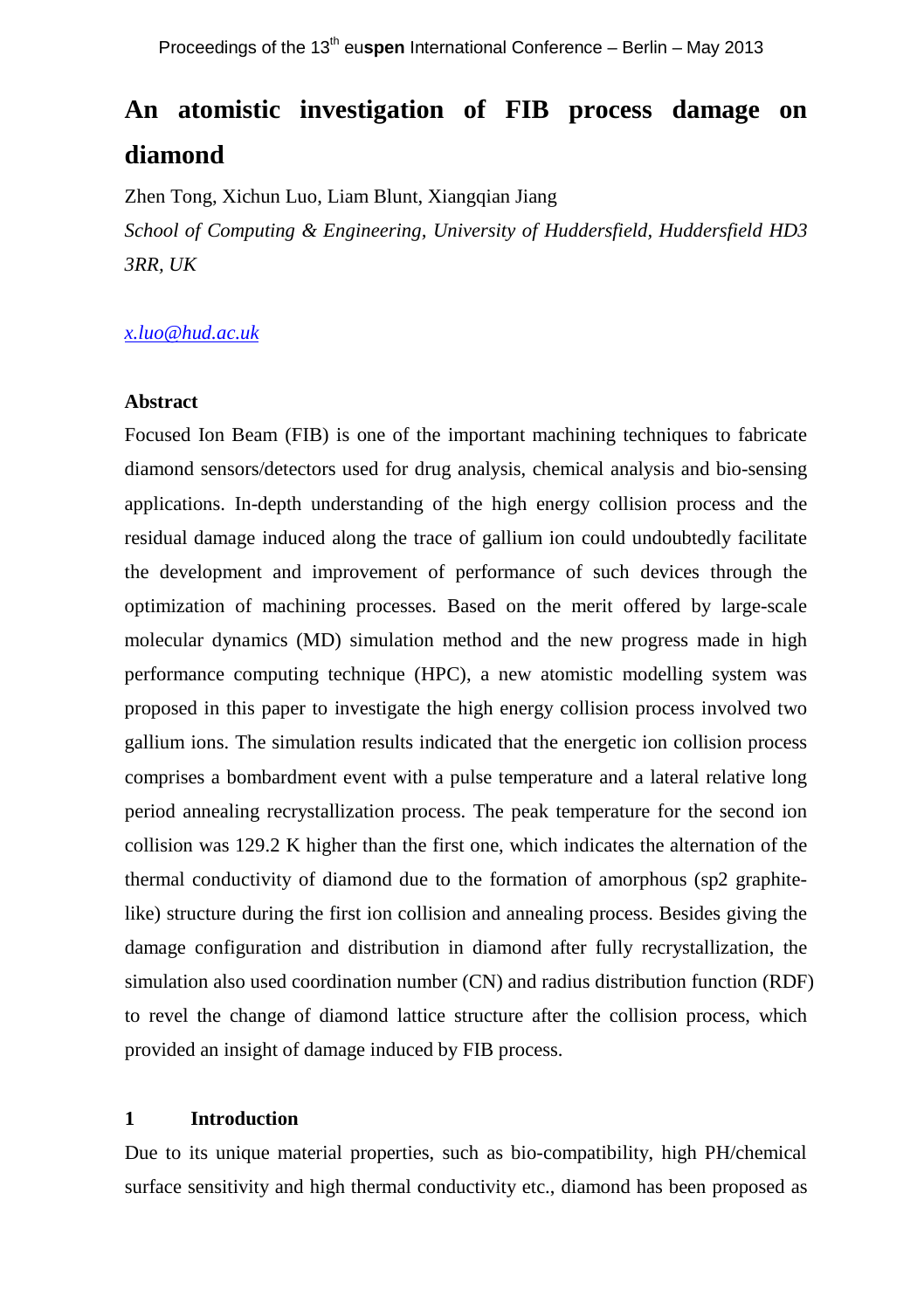# An atomistic investigation of FIB process damage on diamond

Zhen Tong, Xichun Luo, Liam Blunt, Xiangqian Jiang

*School of Computing & Engineering, University of Huddersfield, Huddersfield HD3 3RR, UK*

*x.luo@hud.ac.uk*

**Abstract**

Focused Ion Beam (FIB) is one of the important machining techniques to fabricate diamond sensors/detectors used for drug analysis, chemical analysis and bio-sensing applications. In-depth understanding of the high energy collision process and the residual damage induced along the trace of gallium ion could undoubtedly facilitate the development and improvement of performance of such devices through the optimization of machining processes. Based on the merit offered by large-scale molecular dynamics (MD) simulation method and the new progress made in high performance computing technique (HPC), a new atomistic modelling system was proposed in this paper to investigate the high energy collision process involved two gallium ions. The simulation results indicated that the energetic ion collision process comprises a bombardment event with a pulse temperature and a lateral relative long period annealing recrystallization process. The peak temperature for the second ion collision was 129.2 K higher than the first one, which indicates the alternation of the thermal conductivity of diamond due to the formation of amorphous (sp2 graphite-like) structure during the first ion collision and annealing process. Besides giving the damage configuration and distribution in diamond after fully recrystallization, the simulation also used coordination number (CN) and radius distribution function (RDF) to revel the change of diamond lattice structure after the collision process, which provided an insight of damage induced by FIB process.

## 1 Introduction

Due to its unique material properties, such as bio-compatibility, high PH/chemical surface sensitivity and high thermal conductivity etc., diamond has been proposed as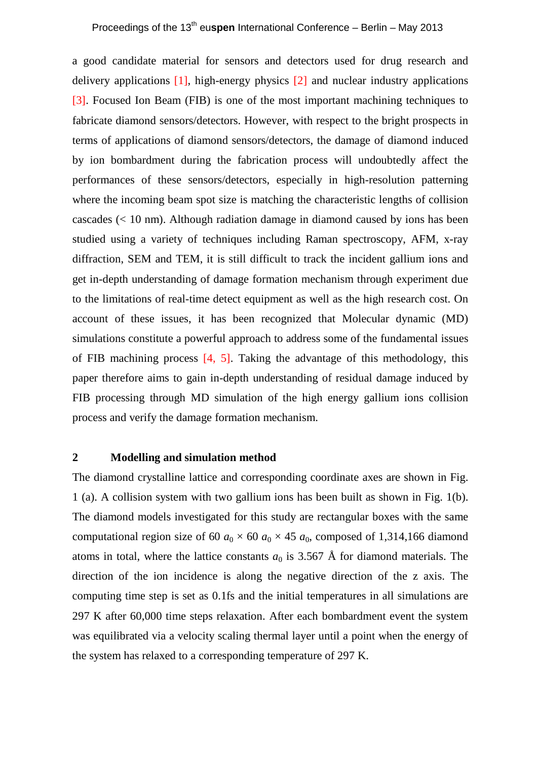a good candidate material for sensors and detectors used for drug research and delivery applications [1], high-energy physics [2] and nuclear industry applications [3]. Focused Ion Beam (FIB) is one of the most important machining techniques to fabricate diamond sensors/detectors. However, with respect to the bright prospects in terms of applications of diamond sensors/detectors, the damage of diamond induced by ion bombardment during the fabrication process will undoubtedly affect the performances of these sensors/detectors, especially in high-resolution patterning where the incoming beam spot size is matching the characteristic lengths of collision cascades (< 10 nm). Although radiation damage in diamond caused by ions has been studied using a variety of techniques including Raman spectroscopy, AFM, x-ray diffraction, SEM and TEM, it is still difficult to track the incident gallium ions and get in-depth understanding of damage formation mechanism through experiment due to the limitations of real-time detect equipment as well as the high research cost. On account of these issues, it has been recognized that Molecular dynamic (MD) simulations constitute a powerful approach to address some of the fundamental issues of FIB machining process [4, 5]. Taking the advantage of this methodology, this paper therefore aims to gain in-depth understanding of residual damage induced by FIB processing through MD simulation of the high energy gallium ions collision process and verify the damage formation mechanism.

## 2 Modelling and simulation method

The diamond crystalline lattice and corresponding coordinate axes are shown in Fig. 1 (a). A collision system with two gallium ions has been built as shown in Fig. 1(b). The diamond models investigated for this study are rectangular boxes with the same computational region size of 60 $a_0$ × 60 $a_0$ × 45 $a_0$, composed of 1,314,166 diamond atoms in total, where the lattice constants $a_0$ is 3.567 Å for diamond materials. The direction of the ion incidence is along the negative direction of the z axis. The computing time step is set as 0.1fs and the initial temperatures in all simulations are 297 K after 60,000 time steps relaxation. After each bombardment event the system was equilibrated via a velocity scaling thermal layer until a point when the energy of the system has relaxed to a corresponding temperature of 297 K.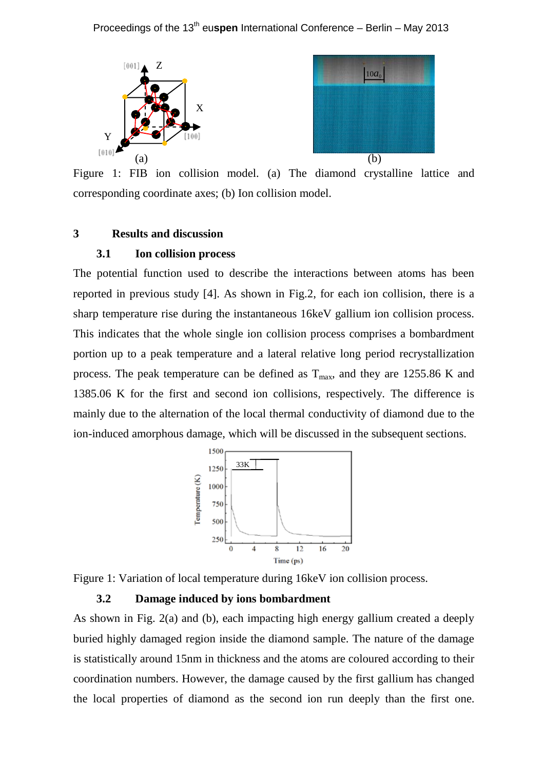Figure 1: FIB ion collision model. (a) The diamond crystalline lattice and corresponding coordinate axes; (b) Ion collision model.

## 3 Results and discussion

### 3.1 Ion collision process

The potential function used to describe the interactions between atoms has been reported in previous study [4]. As shown in Fig.2, for each ion collision, there is a sharp temperature rise during the instantaneous 16keV gallium ion collision process. This indicates that the whole single ion collision process comprises a bombardment portion up to a peak temperature and a lateral relative long period recrystallization process. The peak temperature can be defined as $T_{max}$, and they are 1255.86 K and 1385.06 K for the first and second ion collisions, respectively. The difference is mainly due to the alternation of the local thermal conductivity of diamond due to the ion-induced amorphous damage, which will be discussed in the subsequent sections.

Figure 1: Variation of local temperature during 16keV ion collision process.

### 3.2 Damage induced by ions bombardment

As shown in Fig. 2(a) and (b), each impacting high energy gallium created a deeply buried highly damaged region inside the diamond sample. The nature of the damage is statistically around 15nm in thickness and the atoms are coloured according to their coordination numbers. However, the damage caused by the first gallium has changed the local properties of diamond as the second ion run deeply than the first one.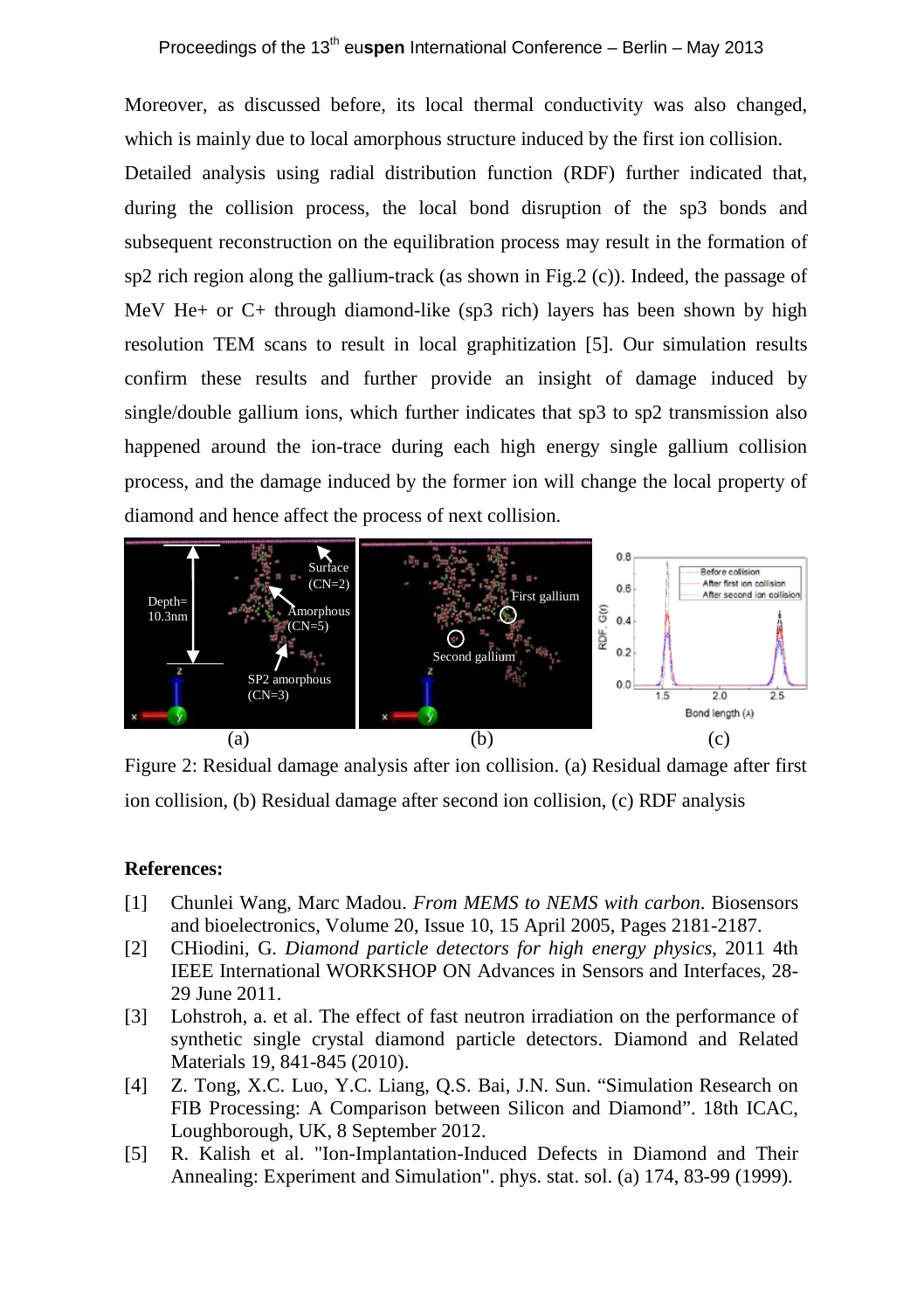Moreover, as discussed before, its local thermal conductivity was also changed, which is mainly due to local amorphous structure induced by the first ion collision. Detailed analysis using radial distribution function (RDF) further indicated that, during the collision process, the local bond disruption of the sp3 bonds and subsequent reconstruction on the equilibration process may result in the formation of sp2 rich region along the gallium-track (as shown in Fig.2 (c)). Indeed, the passage of MeV He+ or C+ through diamond-like (sp3 rich) layers has been shown by high resolution TEM scans to result in local graphitization [5]. Our simulation results confirm these results and further provide an insight of damage induced by single/double gallium ions, which further indicates that sp3 to sp2 transmission also happened around the ion-trace during each high energy single gallium collision process, and the damage induced by the former ion will change the local property of diamond and hence affect the process of next collision.

Depth= 10.3nm
Surface (CN=2)
Amorphous (CN=5)
SP2 amorphous (CN=3)
(a)

First gallium
Second gallium
(b)

Before collision
After first ion collision
After second ion collision
RDF, G(r)
Bond length (Å)
0.0
0.2
0.4
0.6
0.8
1.5
2.0
2.5
(c)

Figure 2: Residual damage analysis after ion collision. (a) Residual damage after first ion collision, (b) Residual damage after second ion collision, (c) RDF analysis

**References:**

[1] Chunlei Wang, Marc Madou. *From MEMS to NEMS with carbon*. Biosensors and bioelectronics, Volume 20, Issue 10, 15 April 2005, Pages 2181-2187.

[2] CHiodini, G. *Diamond particle detectors for high energy physics*, 2011 4th IEEE International WORKSHOP ON Advances in Sensors and Interfaces, 28-29 June 2011.

[3] Lohstroh, a. et al. The effect of fast neutron irradiation on the performance of synthetic single crystal diamond particle detectors. Diamond and Related Materials 19, 841-845 (2010).

[4] Z. Tong, X.C. Luo, Y.C. Liang, Q.S. Bai, J.N. Sun. “Simulation Research on FIB Processing: A Comparison between Silicon and Diamond”. 18th ICAC, Loughborough, UK, 8 September 2012.

[5] R. Kalish et al. "Ion-Implantation-Induced Defects in Diamond and Their Annealing: Experiment and Simulation". phys. stat. sol. (a) 174, 83-99 (1999).